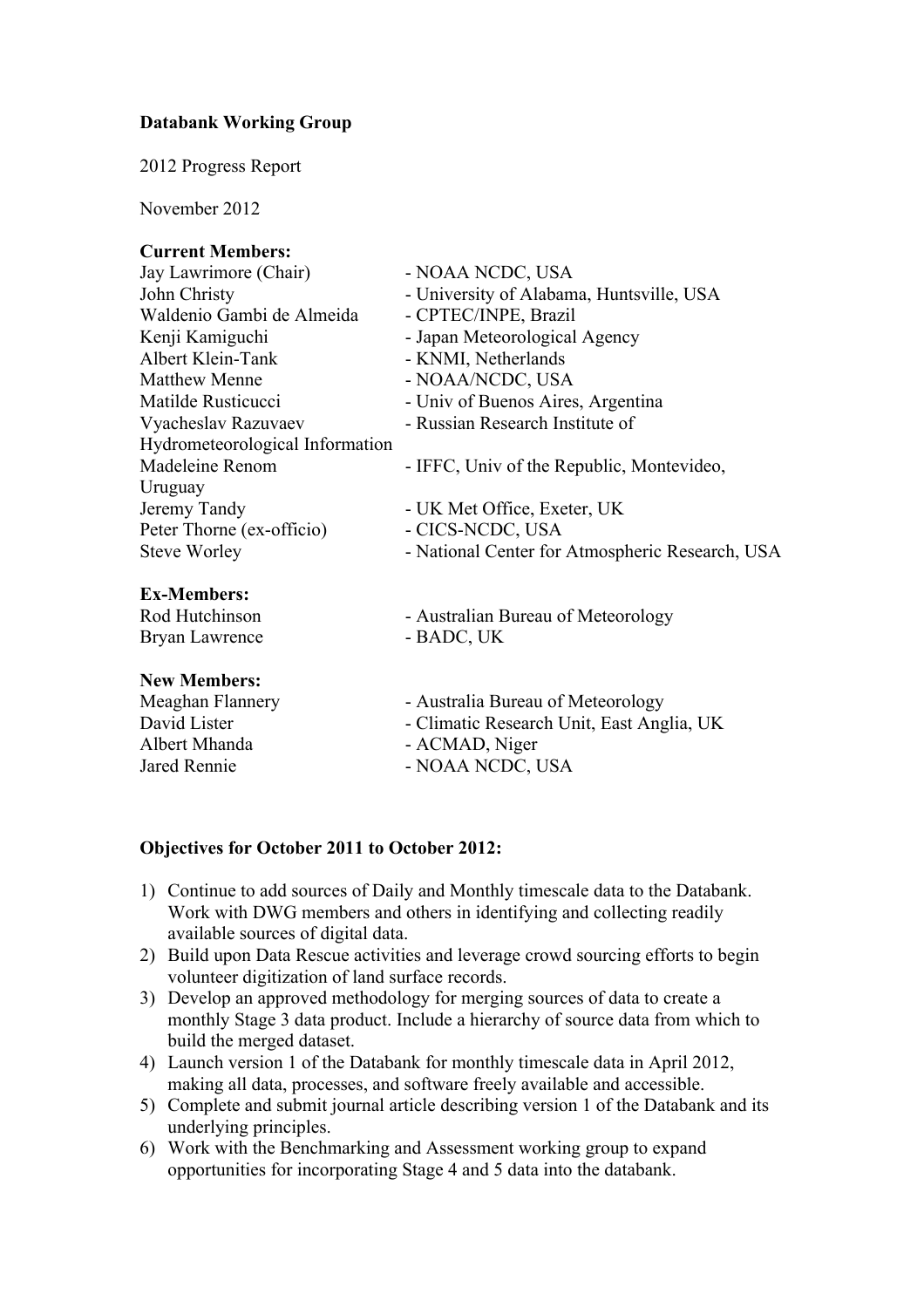**Databank Working Group**

2012 Progress Report

November 2012

**Current Members:**

| | |
|---|---|
| Jay Lawrimore (Chair) | - NOAA NCDC, USA |
| John Christy | - University of Alabama, Huntsville, USA |
| Waldenio Gambi de Almeida | - CPTEC/INPE, Brazil |
| Kenji Kamiguchi | - Japan Meteorological Agency |
| Albert Klein-Tank | - KNMI, Netherlands |
| Matthew Menne | - NOAA/NCDC, USA |
| Matilde Rusticucci | - Univ of Buenos Aires, Argentina |
| Vyacheslav Razuvaev | - Russian Research Institute of Hydrometeorological Information |
| Madeleine Renom | - IFFC, Univ of the Republic, Montevideo, Uruguay |
| Jeremy Tandy | - UK Met Office, Exeter, UK |
| Peter Thorne (ex-officio) | - CICS-NCDC, USA |
| Steve Worley | - National Center for Atmospheric Research, USA |

**Ex-Members:**

| | |
|---|---|
| Rod Hutchinson | - Australian Bureau of Meteorology |
| Bryan Lawrence | - BADC, UK |

**New Members:**

| | |
|---|---|
| Meaghan Flannery | - Australia Bureau of Meteorology |
| David Lister | - Climatic Research Unit, East Anglia, UK |
| Albert Mhanda | - ACMAD, Niger |
| Jared Rennie | - NOAA NCDC, USA |

**Objectives for October 2011 to October 2012:**

1) Continue to add sources of Daily and Monthly timescale data to the Databank. Work with DWG members and others in identifying and collecting readily available sources of digital data.
2) Build upon Data Rescue activities and leverage crowd sourcing efforts to begin volunteer digitization of land surface records.
3) Develop an approved methodology for merging sources of data to create a monthly Stage 3 data product. Include a hierarchy of source data from which to build the merged dataset.
4) Launch version 1 of the Databank for monthly timescale data in April 2012, making all data, processes, and software freely available and accessible.
5) Complete and submit journal article describing version 1 of the Databank and its underlying principles.
6) Work with the Benchmarking and Assessment working group to expand opportunities for incorporating Stage 4 and 5 data into the databank.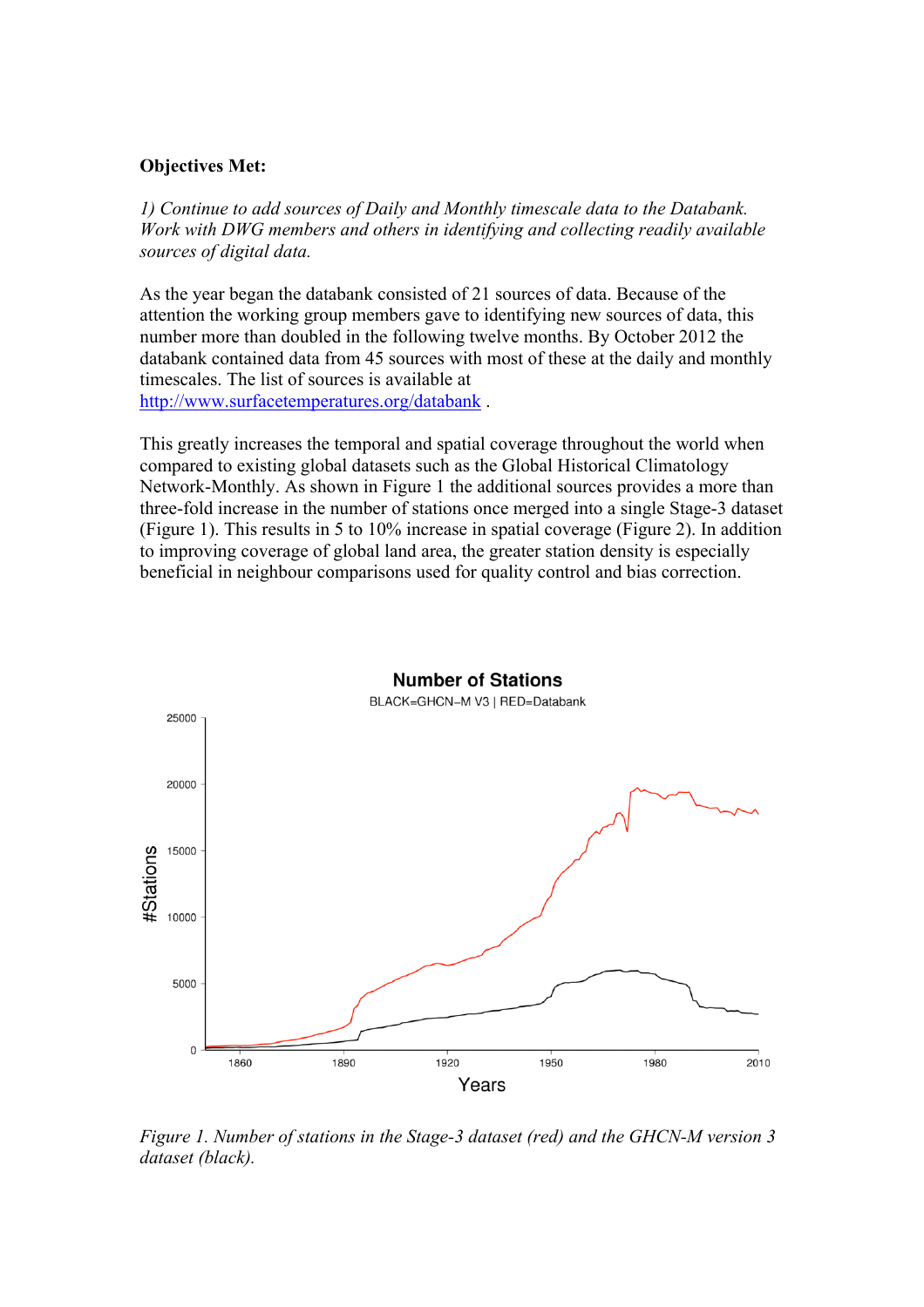**Objectives Met:**

*1) Continue to add sources of Daily and Monthly timescale data to the Databank. Work with DWG members and others in identifying and collecting readily available sources of digital data.*

As the year began the databank consisted of 21 sources of data. Because of the attention the working group members gave to identifying new sources of data, this number more than doubled in the following twelve months. By October 2012 the databank contained data from 45 sources with most of these at the daily and monthly timescales. The list of sources is available at [http://www.surfacetemperatures.org/databank](http://www.surfacetemperatures.org/databank) .

This greatly increases the temporal and spatial coverage throughout the world when compared to existing global datasets such as the Global Historical Climatology Network-Monthly. As shown in Figure 1 the additional sources provides a more than three-fold increase in the number of stations once merged into a single Stage-3 dataset (Figure 1). This results in 5 to 10% increase in spatial coverage (Figure 2). In addition to improving coverage of global land area, the greater station density is especially beneficial in neighbour comparisons used for quality control and bias correction.

*Figure 1. Number of stations in the Stage-3 dataset (red) and the GHCN-M version 3 dataset (black).*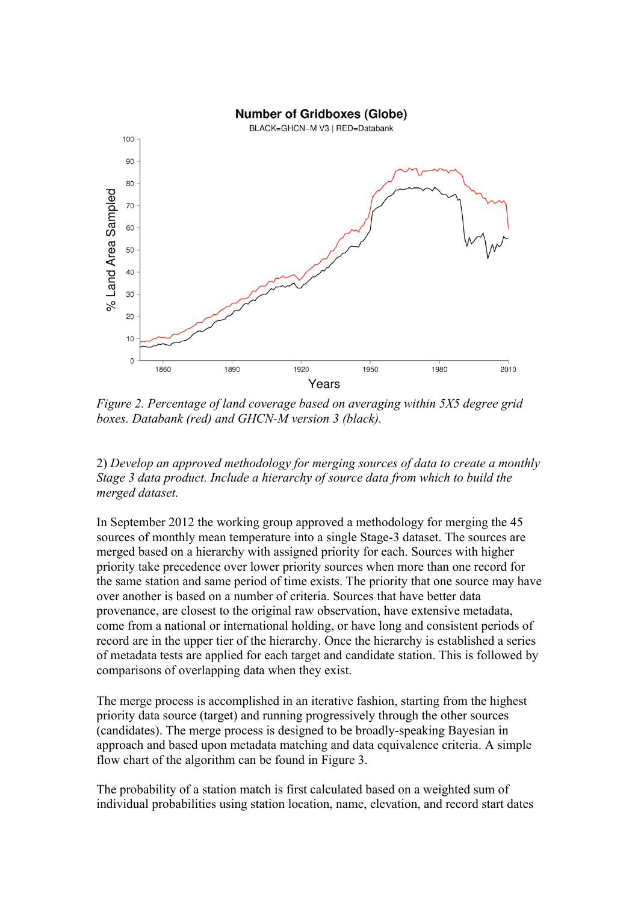*Figure 2. Percentage of land coverage based on averaging within 5X5 degree grid boxes. Databank (red) and GHCN-M version 3 (black).*

2) *Develop an approved methodology for merging sources of data to create a monthly Stage 3 data product. Include a hierarchy of source data from which to build the merged dataset.*

In September 2012 the working group approved a methodology for merging the 45 sources of monthly mean temperature into a single Stage-3 dataset. The sources are merged based on a hierarchy with assigned priority for each. Sources with higher priority take precedence over lower priority sources when more than one record for the same station and same period of time exists. The priority that one source may have over another is based on a number of criteria. Sources that have better data provenance, are closest to the original raw observation, have extensive metadata, come from a national or international holding, or have long and consistent periods of record are in the upper tier of the hierarchy. Once the hierarchy is established a series of metadata tests are applied for each target and candidate station. This is followed by comparisons of overlapping data when they exist.

The merge process is accomplished in an iterative fashion, starting from the highest priority data source (target) and running progressively through the other sources (candidates). The merge process is designed to be broadly-speaking Bayesian in approach and based upon metadata matching and data equivalence criteria. A simple flow chart of the algorithm can be found in Figure 3.

The probability of a station match is first calculated based on a weighted sum of individual probabilities using station location, name, elevation, and record start dates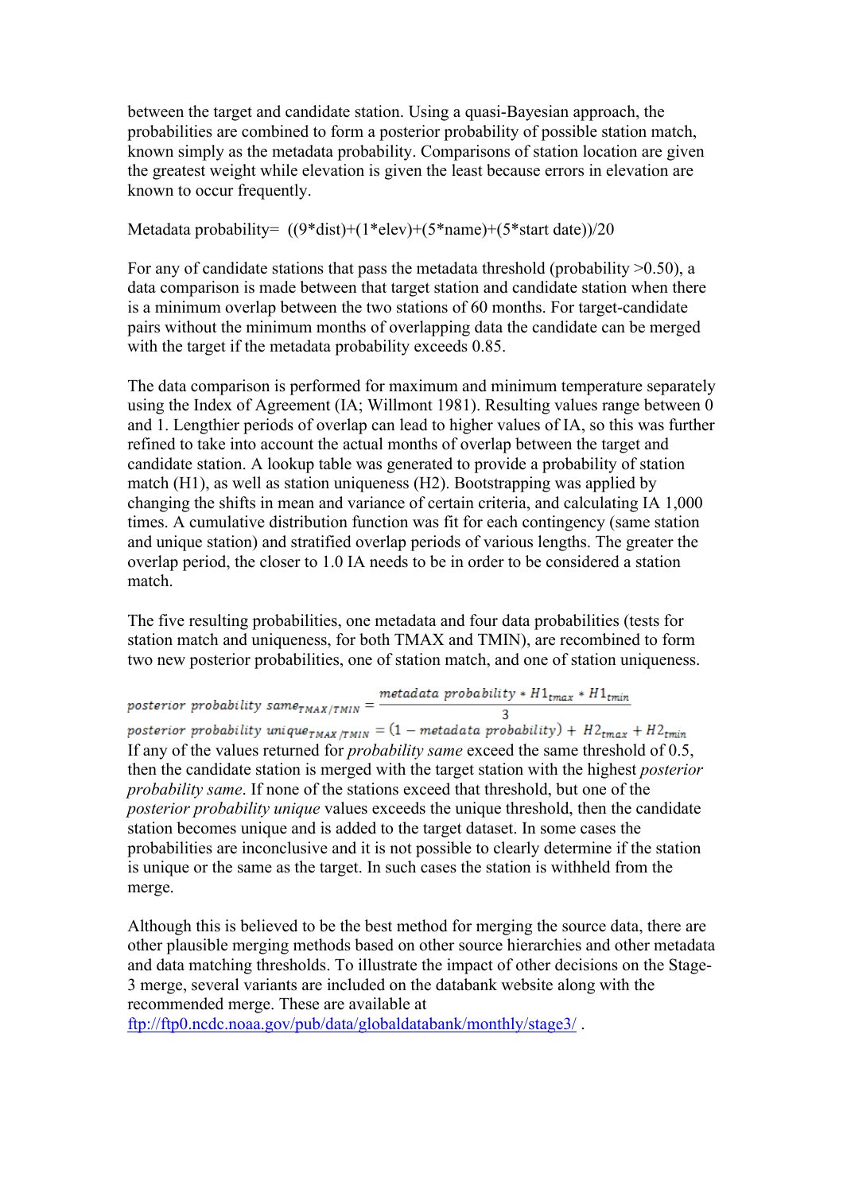between the target and candidate station. Using a quasi-Bayesian approach, the probabilities are combined to form a posterior probability of possible station match, known simply as the metadata probability. Comparisons of station location are given the greatest weight while elevation is given the least because errors in elevation are known to occur frequently.

Metadata probability= ((9*dist)+(1*elev)+(5*name)+(5*start date))/20

For any of candidate stations that pass the metadata threshold (probability >0.50), a data comparison is made between that target station and candidate station when there is a minimum overlap between the two stations of 60 months. For target-candidate pairs without the minimum months of overlapping data the candidate can be merged with the target if the metadata probability exceeds 0.85.

The data comparison is performed for maximum and minimum temperature separately using the Index of Agreement (IA; Willmont 1981). Resulting values range between 0 and 1. Lengthier periods of overlap can lead to higher values of IA, so this was further refined to take into account the actual months of overlap between the target and candidate station. A lookup table was generated to provide a probability of station match (H1), as well as station uniqueness (H2). Bootstrapping was applied by changing the shifts in mean and variance of certain criteria, and calculating IA 1,000 times. A cumulative distribution function was fit for each contingency (same station and unique station) and stratified overlap periods of various lengths. The greater the overlap period, the closer to 1.0 IA needs to be in order to be considered a station match.

The five resulting probabilities, one metadata and four data probabilities (tests for station match and uniqueness, for both TMAX and TMIN), are recombined to form two new posterior probabilities, one of station match, and one of station uniqueness.

$$posterior\ probability\ same_{TMAX/TMIN} = \frac{metadata\ probability * H1_{tmax} * H1_{tmin}}{3}$$

$$posterior\ probability\ unique_{TMAX/TMIN} = (1 - metadata\ probability) + H2_{tmax} + H2_{tmin}$$

If any of the values returned for *probability same* exceed the same threshold of 0.5, then the candidate station is merged with the target station with the highest *posterior probability same*. If none of the stations exceed that threshold, but one of the *posterior probability unique* values exceeds the unique threshold, then the candidate station becomes unique and is added to the target dataset. In some cases the probabilities are inconclusive and it is not possible to clearly determine if the station is unique or the same as the target. In such cases the station is withheld from the merge.

Although this is believed to be the best method for merging the source data, there are other plausible merging methods based on other source hierarchies and other metadata and data matching thresholds. To illustrate the impact of other decisions on the Stage-3 merge, several variants are included on the databank website along with the recommended merge. These are available at ftp://ftp0.ncdc.noaa.gov/pub/data/globaldatabank/monthly/stage3/ .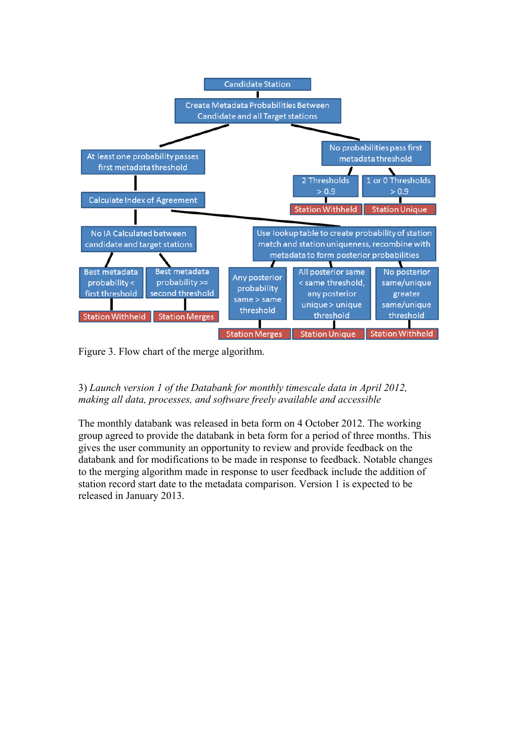Figure 3. Flow chart of the merge algorithm.

3) *Launch version 1 of the Databank for monthly timescale data in April 2012, making all data, processes, and software freely available and accessible*

The monthly databank was released in beta form on 4 October 2012. The working group agreed to provide the databank in beta form for a period of three months. This gives the user community an opportunity to review and provide feedback on the databank and for modifications to be made in response to feedback. Notable changes to the merging algorithm made in response to user feedback include the addition of station record start date to the metadata comparison. Version 1 is expected to be released in January 2013.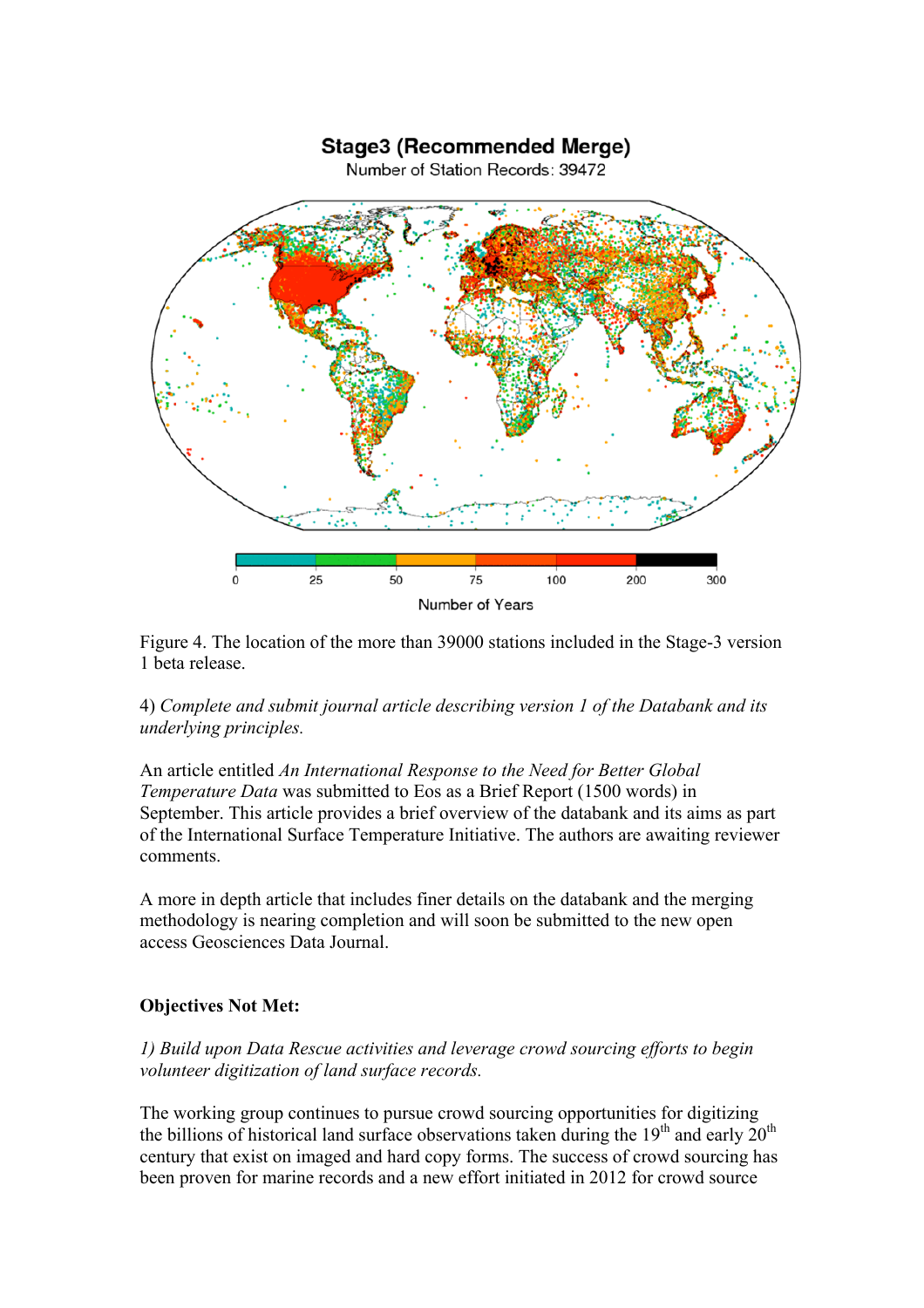Figure 4. The location of the more than 39000 stations included in the Stage-3 version 1 beta release.

4) *Complete and submit journal article describing version 1 of the Databank and its underlying principles.*

An article entitled *An International Response to the Need for Better Global Temperature Data* was submitted to Eos as a Brief Report (1500 words) in September. This article provides a brief overview of the databank and its aims as part of the International Surface Temperature Initiative. The authors are awaiting reviewer comments.

A more in depth article that includes finer details on the databank and the merging methodology is nearing completion and will soon be submitted to the new open access Geosciences Data Journal.

**Objectives Not Met:**

*1) Build upon Data Rescue activities and leverage crowd sourcing efforts to begin volunteer digitization of land surface records.*

The working group continues to pursue crowd sourcing opportunities for digitizing the billions of historical land surface observations taken during the 19th and early 20th century that exist on imaged and hard copy forms. The success of crowd sourcing has been proven for marine records and a new effort initiated in 2012 for crowd source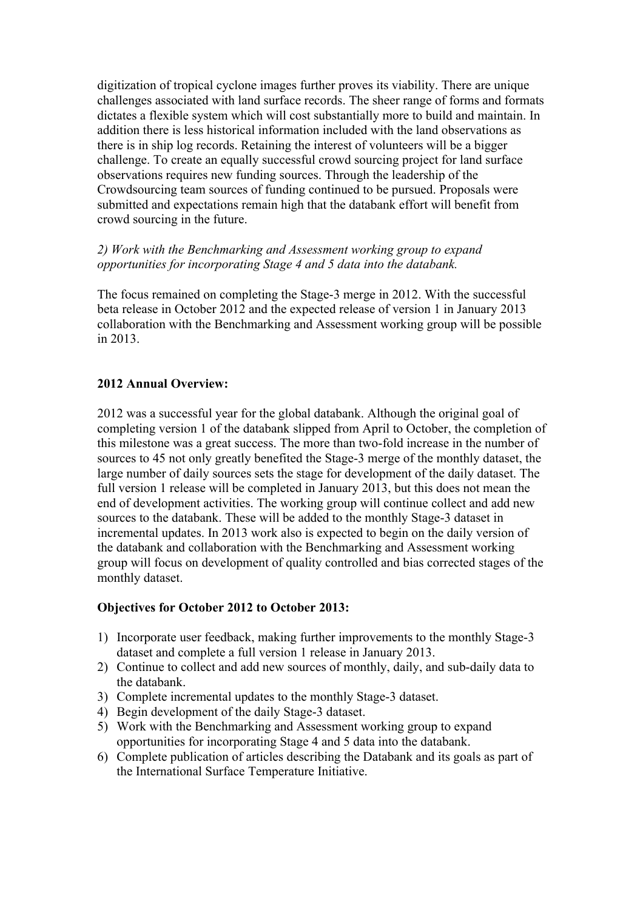digitization of tropical cyclone images further proves its viability. There are unique challenges associated with land surface records. The sheer range of forms and formats dictates a flexible system which will cost substantially more to build and maintain. In addition there is less historical information included with the land observations as there is in ship log records. Retaining the interest of volunteers will be a bigger challenge. To create an equally successful crowd sourcing project for land surface observations requires new funding sources. Through the leadership of the Crowdsourcing team sources of funding continued to be pursued. Proposals were submitted and expectations remain high that the databank effort will benefit from crowd sourcing in the future.

*2) Work with the Benchmarking and Assessment working group to expand opportunities for incorporating Stage 4 and 5 data into the databank.*

The focus remained on completing the Stage-3 merge in 2012. With the successful beta release in October 2012 and the expected release of version 1 in January 2013 collaboration with the Benchmarking and Assessment working group will be possible in 2013.

**2012 Annual Overview:**

2012 was a successful year for the global databank. Although the original goal of completing version 1 of the databank slipped from April to October, the completion of this milestone was a great success. The more than two-fold increase in the number of sources to 45 not only greatly benefited the Stage-3 merge of the monthly dataset, the large number of daily sources sets the stage for development of the daily dataset. The full version 1 release will be completed in January 2013, but this does not mean the end of development activities. The working group will continue collect and add new sources to the databank. These will be added to the monthly Stage-3 dataset in incremental updates. In 2013 work also is expected to begin on the daily version of the databank and collaboration with the Benchmarking and Assessment working group will focus on development of quality controlled and bias corrected stages of the monthly dataset.

**Objectives for October 2012 to October 2013:**

1) Incorporate user feedback, making further improvements to the monthly Stage-3 dataset and complete a full version 1 release in January 2013.
2) Continue to collect and add new sources of monthly, daily, and sub-daily data to the databank.
3) Complete incremental updates to the monthly Stage-3 dataset.
4) Begin development of the daily Stage-3 dataset.
5) Work with the Benchmarking and Assessment working group to expand opportunities for incorporating Stage 4 and 5 data into the databank.
6) Complete publication of articles describing the Databank and its goals as part of the International Surface Temperature Initiative.